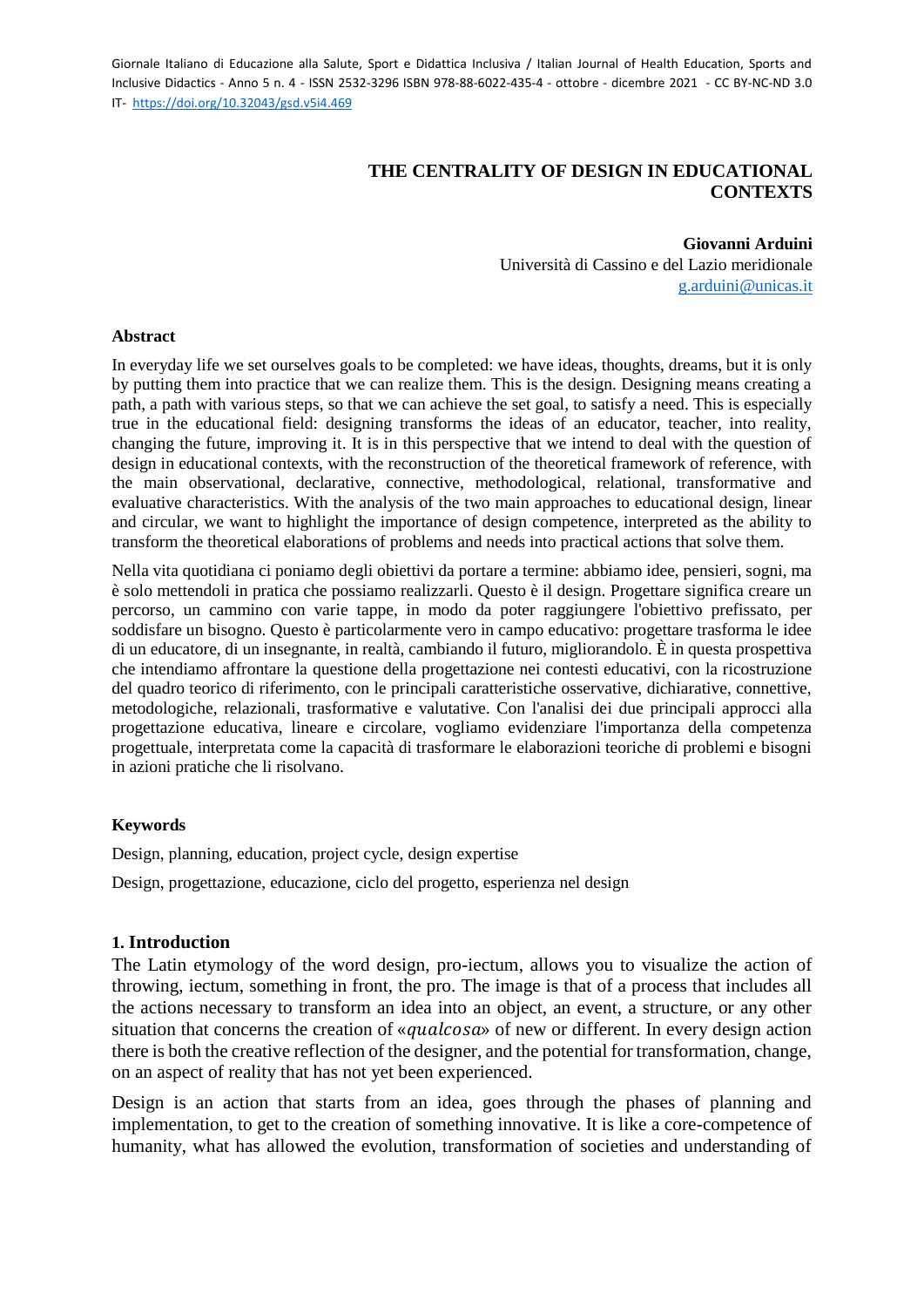# THE CENTRALITY OF DESIGN IN EDUCATIONAL CONTEXTS

**Giovanni Arduini**
Università di Cassino e del Lazio meridionale
g.arduini@unicas.it

## Abstract

In everyday life we set ourselves goals to be completed: we have ideas, thoughts, dreams, but it is only by putting them into practice that we can realize them. This is the design. Designing means creating a path, a path with various steps, so that we can achieve the set goal, to satisfy a need. This is especially true in the educational field: designing transforms the ideas of an educator, teacher, into reality, changing the future, improving it. It is in this perspective that we intend to deal with the question of design in educational contexts, with the reconstruction of the theoretical framework of reference, with the main observational, declarative, connective, methodological, relational, transformative and evaluative characteristics. With the analysis of the two main approaches to educational design, linear and circular, we want to highlight the importance of design competence, interpreted as the ability to transform the theoretical elaborations of problems and needs into practical actions that solve them.

Nella vita quotidiana ci poniamo degli obiettivi da portare a termine: abbiamo idee, pensieri, sogni, ma è solo mettendoli in pratica che possiamo realizzarli. Questo è il design. Progettare significa creare un percorso, un cammino con varie tappe, in modo da poter raggiungere l'obiettivo prefissato, per soddisfare un bisogno. Questo è particolarmente vero in campo educativo: progettare trasforma le idee di un educatore, di un insegnante, in realtà, cambiando il futuro, migliorandolo. È in questa prospettiva che intendiamo affrontare la questione della progettazione nei contesti educativi, con la ricostruzione del quadro teorico di riferimento, con le principali caratteristiche osservative, dichiarative, connettive, metodologiche, relazionali, trasformative e valutative. Con l'analisi dei due principali approcci alla progettazione educativa, lineare e circolare, vogliamo evidenziare l'importanza della competenza progettuale, interpretata come la capacità di trasformare le elaborazioni teoriche di problemi e bisogni in azioni pratiche che li risolvano.

## Keywords

Design, planning, education, project cycle, design expertise

Design, progettazione, educazione, ciclo del progetto, esperienza nel design

## 1. Introduction

The Latin etymology of the word design, pro-iectum, allows you to visualize the action of throwing, iectum, something in front, the pro. The image is that of a process that includes all the actions necessary to transform an idea into an object, an event, a structure, or any other situation that concerns the creation of «*qualcosa*» of new or different. In every design action there is both the creative reflection of the designer, and the potential for transformation, change, on an aspect of reality that has not yet been experienced.

Design is an action that starts from an idea, goes through the phases of planning and implementation, to get to the creation of something innovative. It is like a core-competence of humanity, what has allowed the evolution, transformation of societies and understanding of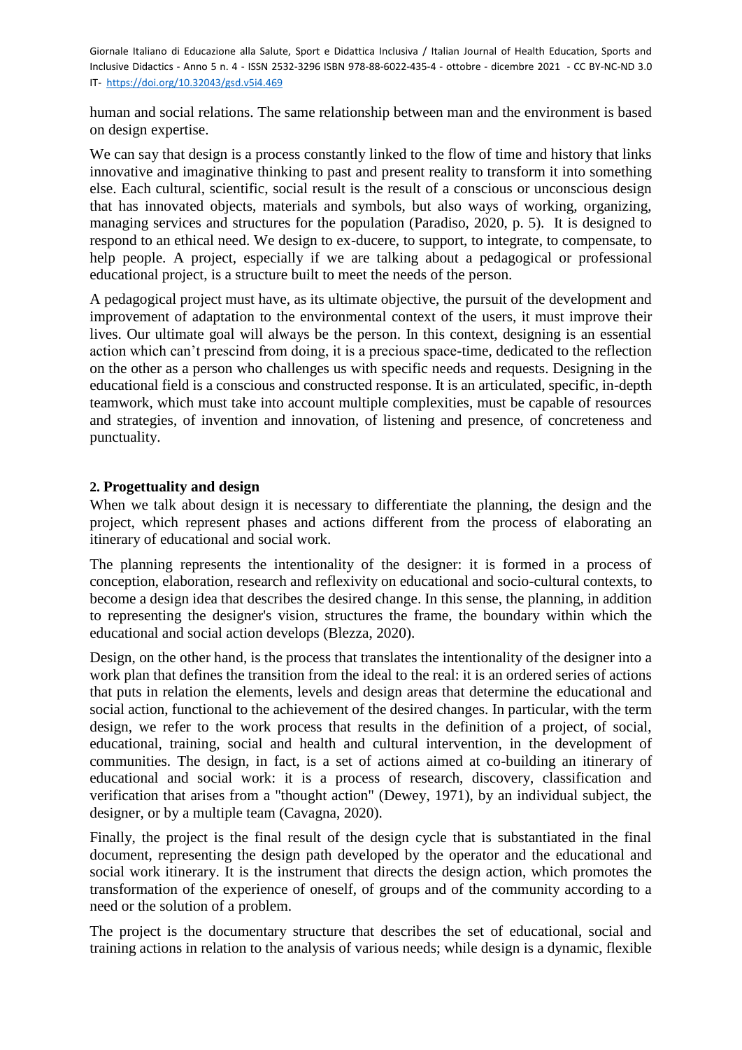human and social relations. The same relationship between man and the environment is based on design expertise.

We can say that design is a process constantly linked to the flow of time and history that links innovative and imaginative thinking to past and present reality to transform it into something else. Each cultural, scientific, social result is the result of a conscious or unconscious design that has innovated objects, materials and symbols, but also ways of working, organizing, managing services and structures for the population (Paradiso, 2020, p. 5). It is designed to respond to an ethical need. We design to ex-ducere, to support, to integrate, to compensate, to help people. A project, especially if we are talking about a pedagogical or professional educational project, is a structure built to meet the needs of the person.

A pedagogical project must have, as its ultimate objective, the pursuit of the development and improvement of adaptation to the environmental context of the users, it must improve their lives. Our ultimate goal will always be the person. In this context, designing is an essential action which can't prescind from doing, it is a precious space-time, dedicated to the reflection on the other as a person who challenges us with specific needs and requests. Designing in the educational field is a conscious and constructed response. It is an articulated, specific, in-depth teamwork, which must take into account multiple complexities, must be capable of resources and strategies, of invention and innovation, of listening and presence, of concreteness and punctuality.

## 2. Progettuality and design

When we talk about design it is necessary to differentiate the planning, the design and the project, which represent phases and actions different from the process of elaborating an itinerary of educational and social work.

The planning represents the intentionality of the designer: it is formed in a process of conception, elaboration, research and reflexivity on educational and socio-cultural contexts, to become a design idea that describes the desired change. In this sense, the planning, in addition to representing the designer's vision, structures the frame, the boundary within which the educational and social action develops (Blezza, 2020).

Design, on the other hand, is the process that translates the intentionality of the designer into a work plan that defines the transition from the ideal to the real: it is an ordered series of actions that puts in relation the elements, levels and design areas that determine the educational and social action, functional to the achievement of the desired changes. In particular, with the term design, we refer to the work process that results in the definition of a project, of social, educational, training, social and health and cultural intervention, in the development of communities. The design, in fact, is a set of actions aimed at co-building an itinerary of educational and social work: it is a process of research, discovery, classification and verification that arises from a "thought action" (Dewey, 1971), by an individual subject, the designer, or by a multiple team (Cavagna, 2020).

Finally, the project is the final result of the design cycle that is substantiated in the final document, representing the design path developed by the operator and the educational and social work itinerary. It is the instrument that directs the design action, which promotes the transformation of the experience of oneself, of groups and of the community according to a need or the solution of a problem.

The project is the documentary structure that describes the set of educational, social and training actions in relation to the analysis of various needs; while design is a dynamic, flexible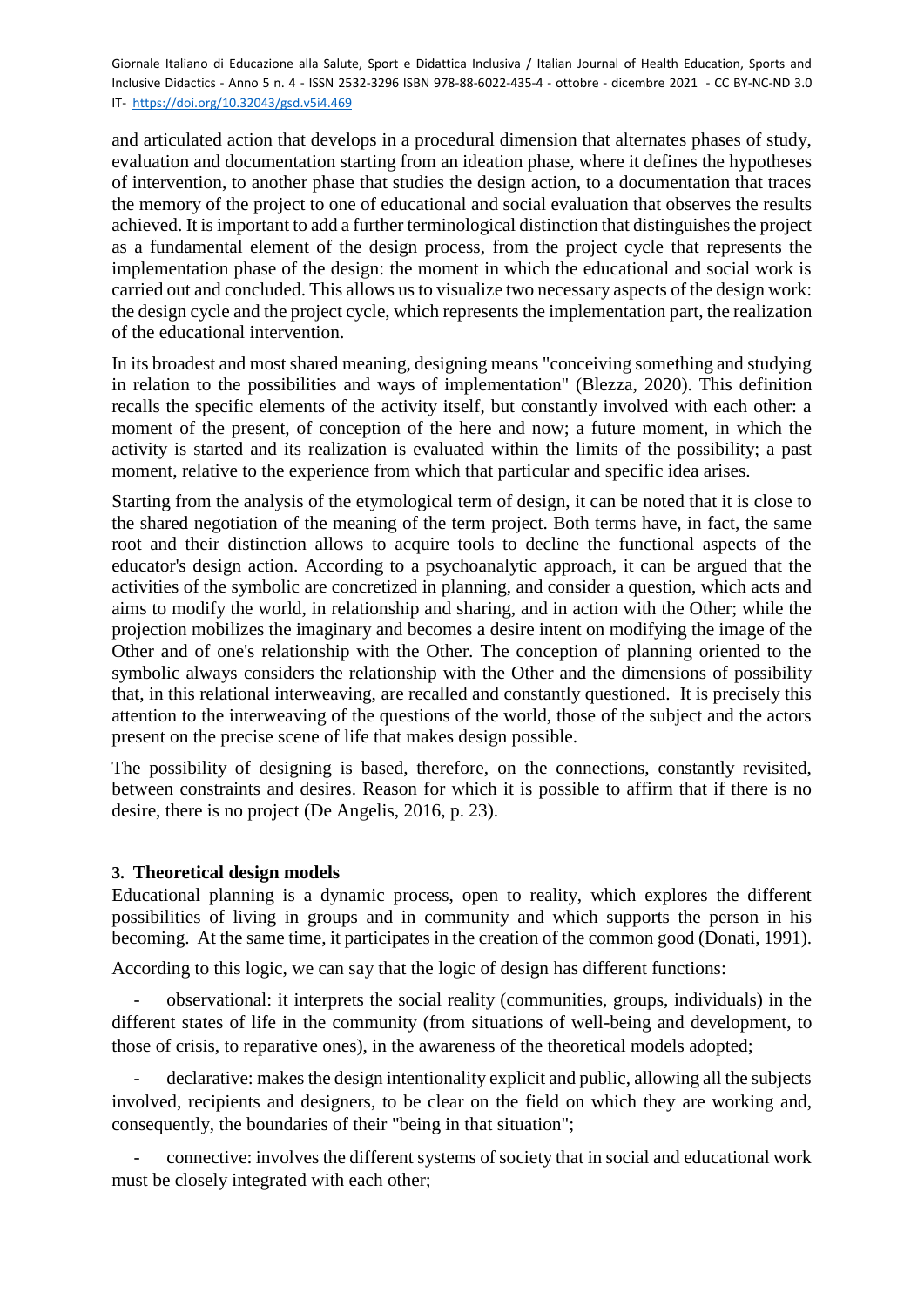and articulated action that develops in a procedural dimension that alternates phases of study, evaluation and documentation starting from an ideation phase, where it defines the hypotheses of intervention, to another phase that studies the design action, to a documentation that traces the memory of the project to one of educational and social evaluation that observes the results achieved. It is important to add a further terminological distinction that distinguishes the project as a fundamental element of the design process, from the project cycle that represents the implementation phase of the design: the moment in which the educational and social work is carried out and concluded. This allows us to visualize two necessary aspects of the design work: the design cycle and the project cycle, which represents the implementation part, the realization of the educational intervention.

In its broadest and most shared meaning, designing means "conceiving something and studying in relation to the possibilities and ways of implementation" (Blezza, 2020). This definition recalls the specific elements of the activity itself, but constantly involved with each other: a moment of the present, of conception of the here and now; a future moment, in which the activity is started and its realization is evaluated within the limits of the possibility; a past moment, relative to the experience from which that particular and specific idea arises.

Starting from the analysis of the etymological term of design, it can be noted that it is close to the shared negotiation of the meaning of the term project. Both terms have, in fact, the same root and their distinction allows to acquire tools to decline the functional aspects of the educator's design action. According to a psychoanalytic approach, it can be argued that the activities of the symbolic are concretized in planning, and consider a question, which acts and aims to modify the world, in relationship and sharing, and in action with the Other; while the projection mobilizes the imaginary and becomes a desire intent on modifying the image of the Other and of one's relationship with the Other. The conception of planning oriented to the symbolic always considers the relationship with the Other and the dimensions of possibility that, in this relational interweaving, are recalled and constantly questioned. It is precisely this attention to the interweaving of the questions of the world, those of the subject and the actors present on the precise scene of life that makes design possible.

The possibility of designing is based, therefore, on the connections, constantly revisited, between constraints and desires. Reason for which it is possible to affirm that if there is no desire, there is no project (De Angelis, 2016, p. 23).

## 3. Theoretical design models

Educational planning is a dynamic process, open to reality, which explores the different possibilities of living in groups and in community and which supports the person in his becoming. At the same time, it participates in the creation of the common good (Donati, 1991).

According to this logic, we can say that the logic of design has different functions:

- observational: it interprets the social reality (communities, groups, individuals) in the different states of life in the community (from situations of well-being and development, to those of crisis, to reparative ones), in the awareness of the theoretical models adopted;
- declarative: makes the design intentionality explicit and public, allowing all the subjects involved, recipients and designers, to be clear on the field on which they are working and, consequently, the boundaries of their "being in that situation";
- connective: involves the different systems of society that in social and educational work must be closely integrated with each other;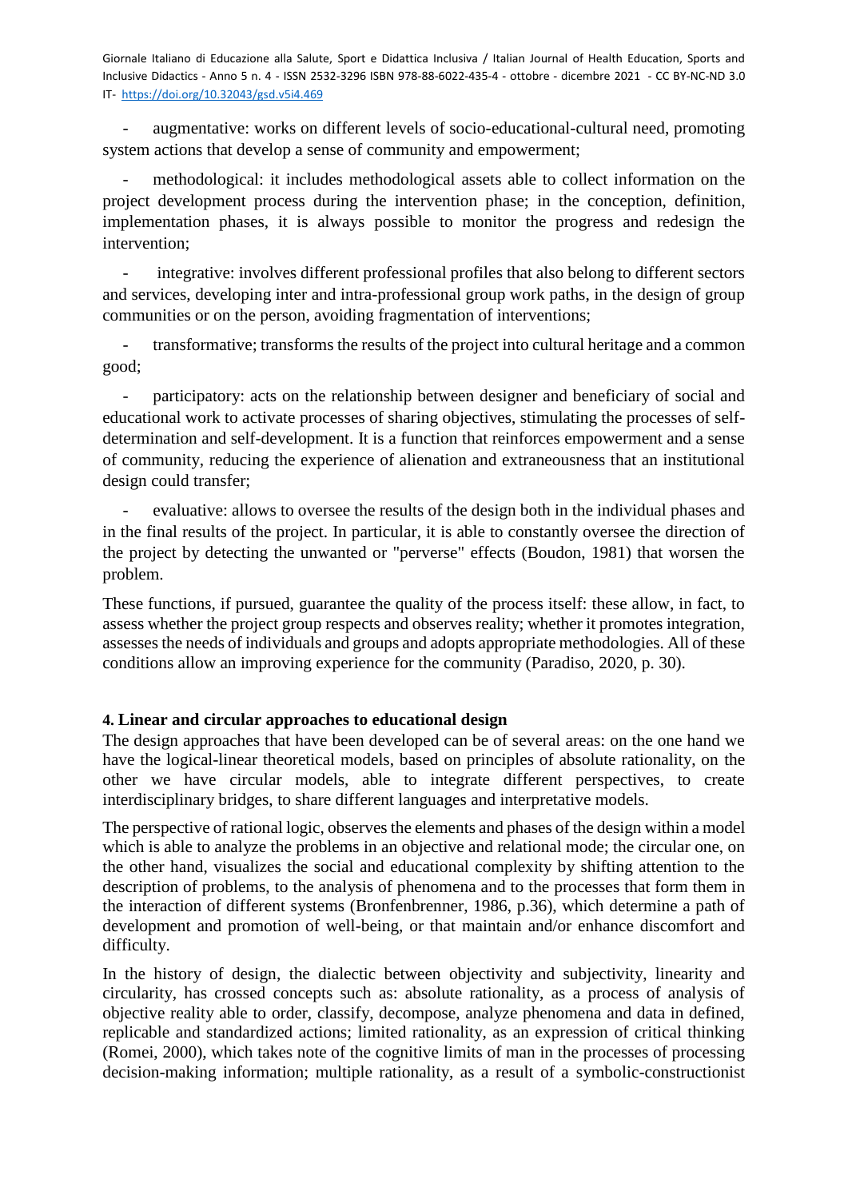- augmentative: works on different levels of socio-educational-cultural need, promoting system actions that develop a sense of community and empowerment;

- methodological: it includes methodological assets able to collect information on the project development process during the intervention phase; in the conception, definition, implementation phases, it is always possible to monitor the progress and redesign the intervention;

- integrative: involves different professional profiles that also belong to different sectors and services, developing inter and intra-professional group work paths, in the design of group communities or on the person, avoiding fragmentation of interventions;

- transformative; transforms the results of the project into cultural heritage and a common good;

- participatory: acts on the relationship between designer and beneficiary of social and educational work to activate processes of sharing objectives, stimulating the processes of self-determination and self-development. It is a function that reinforces empowerment and a sense of community, reducing the experience of alienation and extraneousness that an institutional design could transfer;

- evaluative: allows to oversee the results of the design both in the individual phases and in the final results of the project. In particular, it is able to constantly oversee the direction of the project by detecting the unwanted or "perverse" effects (Boudon, 1981) that worsen the problem.

These functions, if pursued, guarantee the quality of the process itself: these allow, in fact, to assess whether the project group respects and observes reality; whether it promotes integration, assesses the needs of individuals and groups and adopts appropriate methodologies. All of these conditions allow an improving experience for the community (Paradiso, 2020, p. 30).

## 4. Linear and circular approaches to educational design

The design approaches that have been developed can be of several areas: on the one hand we have the logical-linear theoretical models, based on principles of absolute rationality, on the other we have circular models, able to integrate different perspectives, to create interdisciplinary bridges, to share different languages and interpretative models.

The perspective of rational logic, observes the elements and phases of the design within a model which is able to analyze the problems in an objective and relational mode; the circular one, on the other hand, visualizes the social and educational complexity by shifting attention to the description of problems, to the analysis of phenomena and to the processes that form them in the interaction of different systems (Bronfenbrenner, 1986, p.36), which determine a path of development and promotion of well-being, or that maintain and/or enhance discomfort and difficulty.

In the history of design, the dialectic between objectivity and subjectivity, linearity and circularity, has crossed concepts such as: absolute rationality, as a process of analysis of objective reality able to order, classify, decompose, analyze phenomena and data in defined, replicable and standardized actions; limited rationality, as an expression of critical thinking (Romei, 2000), which takes note of the cognitive limits of man in the processes of processing decision-making information; multiple rationality, as a result of a symbolic-constructionist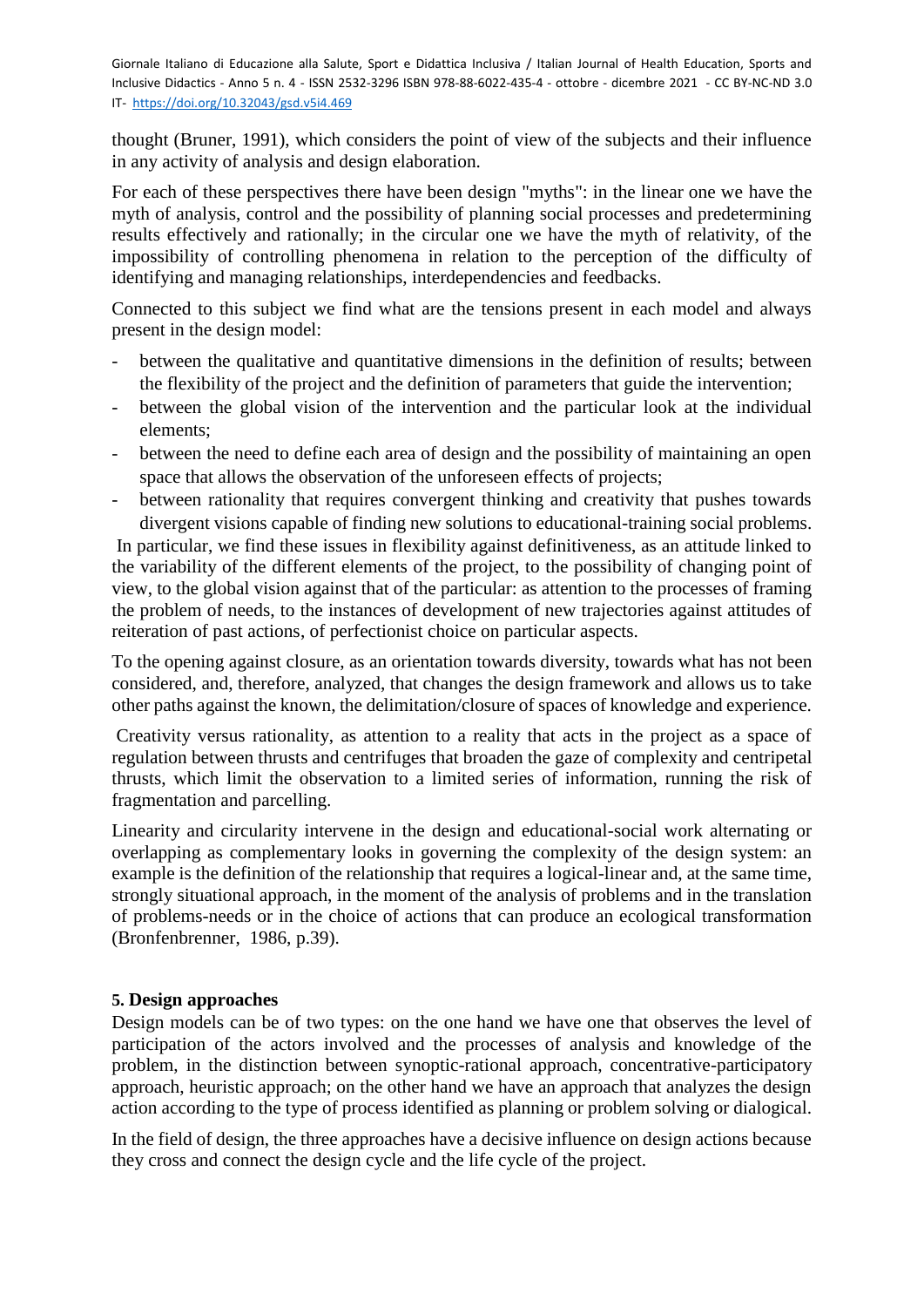thought (Bruner, 1991), which considers the point of view of the subjects and their influence in any activity of analysis and design elaboration.

For each of these perspectives there have been design "myths": in the linear one we have the myth of analysis, control and the possibility of planning social processes and predetermining results effectively and rationally; in the circular one we have the myth of relativity, of the impossibility of controlling phenomena in relation to the perception of the difficulty of identifying and managing relationships, interdependencies and feedbacks.

Connected to this subject we find what are the tensions present in each model and always present in the design model:

- between the qualitative and quantitative dimensions in the definition of results; between the flexibility of the project and the definition of parameters that guide the intervention;
- between the global vision of the intervention and the particular look at the individual elements;
- between the need to define each area of design and the possibility of maintaining an open space that allows the observation of the unforeseen effects of projects;
- between rationality that requires convergent thinking and creativity that pushes towards divergent visions capable of finding new solutions to educational-training social problems.

In particular, we find these issues in flexibility against definitiveness, as an attitude linked to the variability of the different elements of the project, to the possibility of changing point of view, to the global vision against that of the particular: as attention to the processes of framing the problem of needs, to the instances of development of new trajectories against attitudes of reiteration of past actions, of perfectionist choice on particular aspects.

To the opening against closure, as an orientation towards diversity, towards what has not been considered, and, therefore, analyzed, that changes the design framework and allows us to take other paths against the known, the delimitation/closure of spaces of knowledge and experience.

Creativity versus rationality, as attention to a reality that acts in the project as a space of regulation between thrusts and centrifuges that broaden the gaze of complexity and centripetal thrusts, which limit the observation to a limited series of information, running the risk of fragmentation and parcelling.

Linearity and circularity intervene in the design and educational-social work alternating or overlapping as complementary looks in governing the complexity of the design system: an example is the definition of the relationship that requires a logical-linear and, at the same time, strongly situational approach, in the moment of the analysis of problems and in the translation of problems-needs or in the choice of actions that can produce an ecological transformation (Bronfenbrenner, 1986, p.39).

## 5. Design approaches

Design models can be of two types: on the one hand we have one that observes the level of participation of the actors involved and the processes of analysis and knowledge of the problem, in the distinction between synoptic-rational approach, concentrative-participatory approach, heuristic approach; on the other hand we have an approach that analyzes the design action according to the type of process identified as planning or problem solving or dialogical.

In the field of design, the three approaches have a decisive influence on design actions because they cross and connect the design cycle and the life cycle of the project.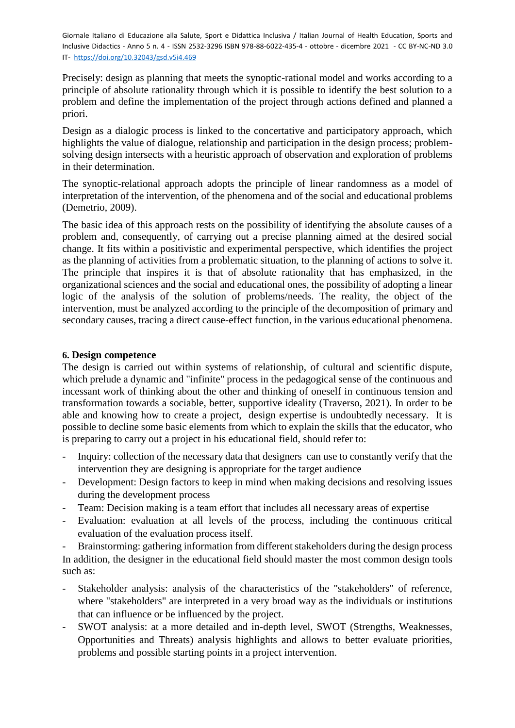Precisely: design as planning that meets the synoptic-rational model and works according to a principle of absolute rationality through which it is possible to identify the best solution to a problem and define the implementation of the project through actions defined and planned a priori.

Design as a dialogic process is linked to the concertative and participatory approach, which highlights the value of dialogue, relationship and participation in the design process; problem-solving design intersects with a heuristic approach of observation and exploration of problems in their determination.

The synoptic-relational approach adopts the principle of linear randomness as a model of interpretation of the intervention, of the phenomena and of the social and educational problems (Demetrio, 2009).

The basic idea of this approach rests on the possibility of identifying the absolute causes of a problem and, consequently, of carrying out a precise planning aimed at the desired social change. It fits within a positivistic and experimental perspective, which identifies the project as the planning of activities from a problematic situation, to the planning of actions to solve it. The principle that inspires it is that of absolute rationality that has emphasized, in the organizational sciences and the social and educational ones, the possibility of adopting a linear logic of the analysis of the solution of problems/needs. The reality, the object of the intervention, must be analyzed according to the principle of the decomposition of primary and secondary causes, tracing a direct cause-effect function, in the various educational phenomena.

#### 6. Design competence

The design is carried out within systems of relationship, of cultural and scientific dispute, which prelude a dynamic and "infinite" process in the pedagogical sense of the continuous and incessant work of thinking about the other and thinking of oneself in continuous tension and transformation towards a sociable, better, supportive ideality (Traverso, 2021). In order to be able and knowing how to create a project, design expertise is undoubtedly necessary. It is possible to decline some basic elements from which to explain the skills that the educator, who is preparing to carry out a project in his educational field, should refer to:

- Inquiry: collection of the necessary data that designers can use to constantly verify that the intervention they are designing is appropriate for the target audience
- Development: Design factors to keep in mind when making decisions and resolving issues during the development process
- Team: Decision making is a team effort that includes all necessary areas of expertise
- Evaluation: evaluation at all levels of the process, including the continuous critical evaluation of the evaluation process itself.
- Brainstorming: gathering information from different stakeholders during the design process

In addition, the designer in the educational field should master the most common design tools such as:

- Stakeholder analysis: analysis of the characteristics of the "stakeholders" of reference, where "stakeholders" are interpreted in a very broad way as the individuals or institutions that can influence or be influenced by the project.
- SWOT analysis: at a more detailed and in-depth level, SWOT (Strengths, Weaknesses, Opportunities and Threats) analysis highlights and allows to better evaluate priorities, problems and possible starting points in a project intervention.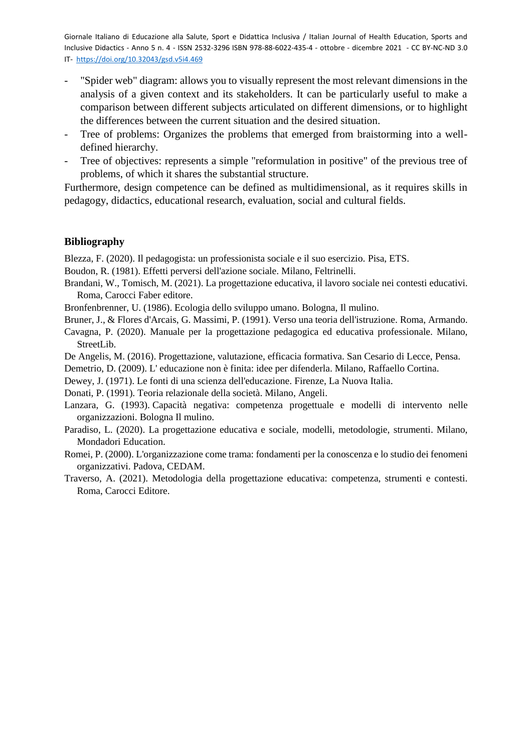- "Spider web" diagram: allows you to visually represent the most relevant dimensions in the analysis of a given context and its stakeholders. It can be particularly useful to make a comparison between different subjects articulated on different dimensions, or to highlight the differences between the current situation and the desired situation.
- Tree of problems: Organizes the problems that emerged from braistorming into a well-defined hierarchy.
- Tree of objectives: represents a simple "reformulation in positive" of the previous tree of problems, of which it shares the substantial structure.

Furthermore, design competence can be defined as multidimensional, as it requires skills in pedagogy, didactics, educational research, evaluation, social and cultural fields.

## Bibliography

Blezza, F. (2020). Il pedagogista: un professionista sociale e il suo esercizio. Pisa, ETS.

Boudon, R. (1981). Effetti perversi dell'azione sociale. Milano, Feltrinelli.

Brandani, W., Tomisch, M. (2021). La progettazione educativa, il lavoro sociale nei contesti educativi. Roma, Carocci Faber editore.

Bronfenbrenner, U. (1986). Ecologia dello sviluppo umano. Bologna, Il mulino.

Bruner, J., & Flores d'Arcais, G. Massimi, P. (1991). Verso una teoria dell'istruzione. Roma, Armando.

Cavagna, P. (2020). Manuale per la progettazione pedagogica ed educativa professionale. Milano, StreetLib.

De Angelis, M. (2016). Progettazione, valutazione, efficacia formativa. San Cesario di Lecce, Pensa.

Demetrio, D. (2009). L' educazione non è finita: idee per difenderla. Milano, Raffaello Cortina.

Dewey, J. (1971). Le fonti di una scienza dell'educazione. Firenze, La Nuova Italia.

Donati, P. (1991). Teoria relazionale della società. Milano, Angeli.

Lanzara, G. (1993). Capacità negativa: competenza progettuale e modelli di intervento nelle organizzazioni. Bologna Il mulino.

Paradiso, L. (2020). La progettazione educativa e sociale, modelli, metodologie, strumenti. Milano, Mondadori Education.

Romei, P. (2000). L'organizzazione come trama: fondamenti per la conoscenza e lo studio dei fenomeni organizzativi. Padova, CEDAM.

Traverso, A. (2021). Metodologia della progettazione educativa: competenza, strumenti e contesti. Roma, Carocci Editore.